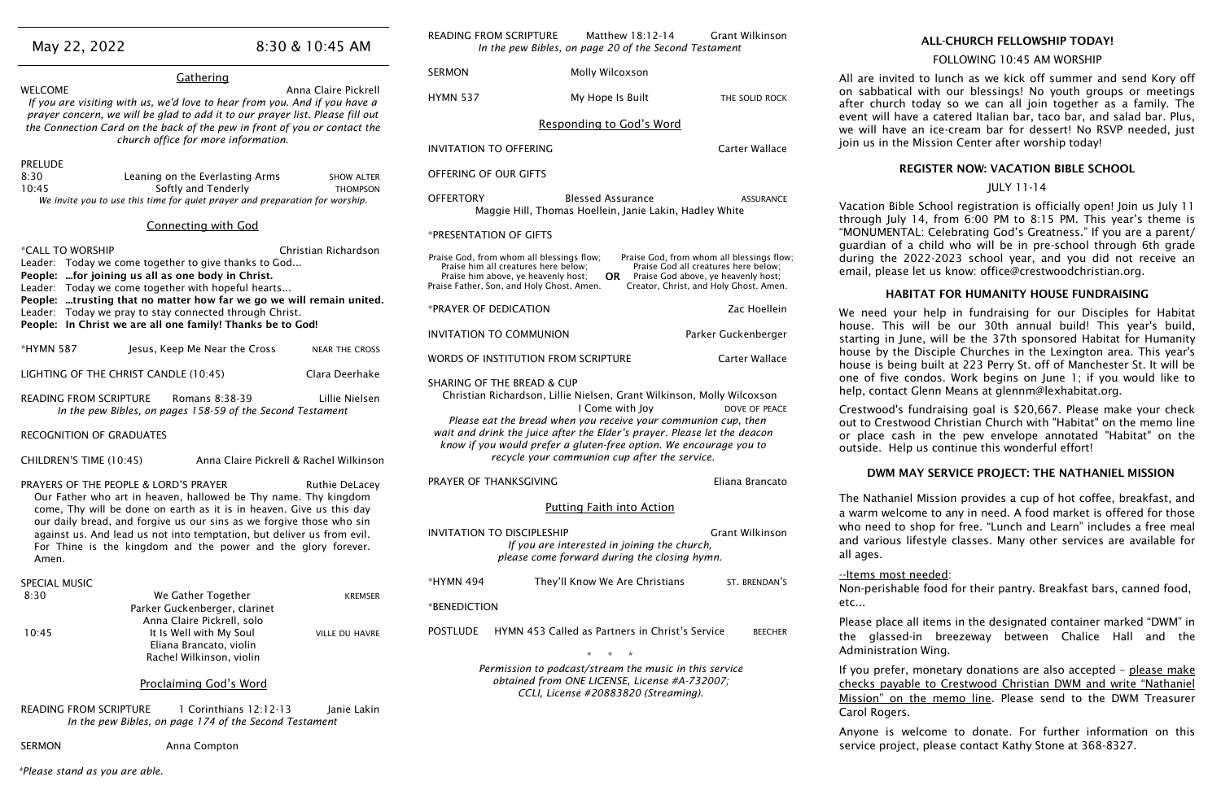May 22, 2022 — 8:30 & 10:45 AM

## Gathering

WELCOME — Anna Claire Pickrell

*If you are visiting with us, we'd love to hear from you. And if you have a prayer concern, we will be glad to add it to our prayer list. Please fill out the Connection Card on the back of the pew in front of you or contact the church office for more information.*

PRELUDE

8:30 — Leaning on the Everlasting Arms — SHOW ALTER

10:45 — Softly and Tenderly — THOMPSON

*We invite you to use this time for quiet prayer and preparation for worship.*

## Connecting with God

*CALL TO WORSHIP — Christian Richardson

Leader: Today we come together to give thanks to God...

**People: ...for joining us all as one body in Christ.**

Leader: Today we come together with hopeful hearts...

**People: ...trusting that no matter how far we go we will remain united.**

Leader: Today we pray to stay connected through Christ.

**People: In Christ we are all one family! Thanks be to God!**

*HYMN 587 — Jesus, Keep Me Near the Cross — NEAR THE CROSS

LIGHTING OF THE CHRIST CANDLE (10:45) — Clara Deerhake

READING FROM SCRIPTURE — Romans 8:38-39 — Lillie Nielsen

*In the pew Bibles, on pages 158-59 of the Second Testament*

RECOGNITION OF GRADUATES

CHILDREN'S TIME (10:45) — Anna Claire Pickrell & Rachel Wilkinson

PRAYERS OF THE PEOPLE & LORD'S PRAYER — Ruthie DeLacey

Our Father who art in heaven, hallowed be Thy name. Thy kingdom come, Thy will be done on earth as it is in heaven. Give us this day our daily bread, and forgive us our sins as we forgive those who sin against us. And lead us not into temptation, but deliver us from evil. For Thine is the kingdom and the power and the glory forever. Amen.

SPECIAL MUSIC

8:30 — We Gather Together — KREMSER

Parker Guckenberger, clarinet

Anna Claire Pickrell, solo

10:45 — It Is Well with My Soul — VILLE DU HAVRE

Eliana Brancato, violin

Rachel Wilkinson, violin

## Proclaiming God's Word

READING FROM SCRIPTURE — 1 Corinthians 12:12-13 — Janie Lakin

*In the pew Bibles, on page 174 of the Second Testament*

SERMON — Anna Compton

*\*Please stand as you are able.*

READING FROM SCRIPTURE — Matthew 18:12-14 — Grant Wilkinson

*In the pew Bibles, on page 20 of the Second Testament*

SERMON — Molly Wilcoxson

HYMN 537 — My Hope Is Built — THE SOLID ROCK

## Responding to God's Word

INVITATION TO OFFERING — Carter Wallace

OFFERING OF OUR GIFTS

OFFERTORY — Blessed Assurance — ASSURANCE

Maggie Hill, Thomas Hoellein, Janie Lakin, Hadley White

*PRESENTATION OF GIFTS

Praise God, from whom all blessings flow;
Praise him all creatures here below;
Praise him above, ye heavenly host;
Praise Father, Son, and Holy Ghost. Amen.

**OR**

Praise God, from whom all blessings flow;
Praise God all creatures here below;
Praise God above, ye heavenly host;
Creator, Christ, and Holy Ghost. Amen.

*PRAYER OF DEDICATION — Zac Hoellein

INVITATION TO COMMUNION — Parker Guckenberger

WORDS OF INSTITUTION FROM SCRIPTURE — Carter Wallace

SHARING OF THE BREAD & CUP

Christian Richardson, Lillie Nielsen, Grant Wilkinson, Molly Wilcoxson

I Come with Joy — DOVE OF PEACE

*Please eat the bread when you receive your communion cup, then wait and drink the juice after the Elder's prayer. Please let the deacon know if you would prefer a gluten-free option. We encourage you to recycle your communion cup after the service.*

PRAYER OF THANKSGIVING — Eliana Brancato

## Putting Faith into Action

INVITATION TO DISCIPLESHIP — Grant Wilkinson

*If you are interested in joining the church, please come forward during the closing hymn.*

*HYMN 494 — They'll Know We Are Christians — ST. BRENDAN'S

*BENEDICTION

POSTLUDE — HYMN 453 Called as Partners in Christ's Service — BEECHER

\* \* \*

*Permission to podcast/stream the music in this service obtained from ONE LICENSE, License #A-732007; CCLI, License #20883820 (Streaming).*

### ALL-CHURCH FELLOWSHIP TODAY!

FOLLOWING 10:45 AM WORSHIP

All are invited to lunch as we kick off summer and send Kory off on sabbatical with our blessings! No youth groups or meetings after church today so we can all join together as a family. The event will have a catered Italian bar, taco bar, and salad bar. Plus, we will have an ice-cream bar for dessert! No RSVP needed, just join us in the Mission Center after worship today!

### REGISTER NOW: VACATION BIBLE SCHOOL

JULY 11-14

Vacation Bible School registration is officially open! Join us July 11 through July 14, from 6:00 PM to 8:15 PM. This year's theme is "MONUMENTAL: Celebrating God's Greatness." If you are a parent/guardian of a child who will be in pre-school through 6th grade during the 2022-2023 school year, and you did not receive an email, please let us know: office@crestwoodchristian.org.

### HABITAT FOR HUMANITY HOUSE FUNDRAISING

We need your help in fundraising for our Disciples for Habitat house. This will be our 30th annual build! This year's build, starting in June, will be the 37th sponsored Habitat for Humanity house by the Disciple Churches in the Lexington area. This year's house is being built at 223 Perry St. off of Manchester St. It will be one of five condos. Work begins on June 1; if you would like to help, contact Glenn Means at glennm@lexhabitat.org.

Crestwood's fundraising goal is $20,667. Please make your check out to Crestwood Christian Church with "Habitat" on the memo line or place cash in the pew envelope annotated "Habitat" on the outside. Help us continue this wonderful effort!

### DWM MAY SERVICE PROJECT: THE NATHANIEL MISSION

The Nathaniel Mission provides a cup of hot coffee, breakfast, and a warm welcome to any in need. A food market is offered for those who need to shop for free. "Lunch and Learn" includes a free meal and various lifestyle classes. Many other services are available for all ages.

--Items most needed:

Non-perishable food for their pantry. Breakfast bars, canned food, etc...

Please place all items in the designated container marked "DWM" in the glassed-in breezeway between Chalice Hall and the Administration Wing.

If you prefer, monetary donations are also accepted – please make checks payable to Crestwood Christian DWM and write "Nathaniel Mission" on the memo line. Please send to the DWM Treasurer Carol Rogers.

Anyone is welcome to donate. For further information on this service project, please contact Kathy Stone at 368-8327.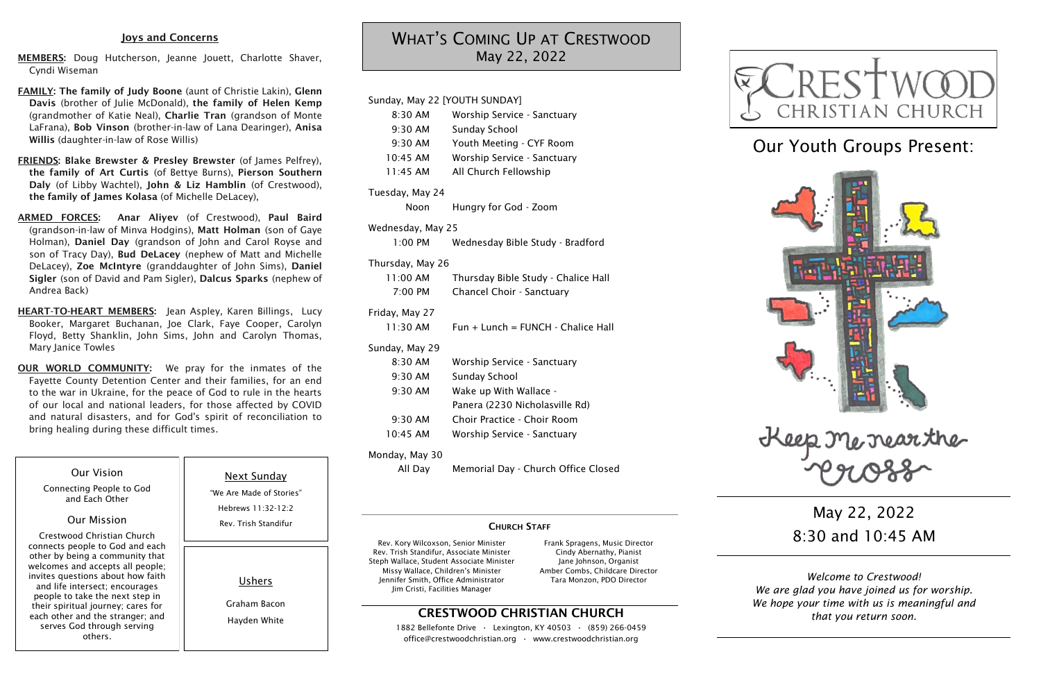## Joys and Concerns

**MEMBERS:** Doug Hutcherson, Jeanne Jouett, Charlotte Shaver, Cyndi Wiseman

**FAMILY:** **The family of Judy Boone** (aunt of Christie Lakin), **Glenn Davis** (brother of Julie McDonald), **the family of Helen Kemp** (grandmother of Katie Neal), **Charlie Tran** (grandson of Monte LaFrana), **Bob Vinson** (brother-in-law of Lana Dearinger), **Anisa Willis** (daughter-in-law of Rose Willis)

**FRIENDS:** **Blake Brewster & Presley Brewster** (of James Pelfrey), **the family of Art Curtis** (of Bettye Burns), **Pierson Southern Daly** (of Libby Wachtel), **John & Liz Hamblin** (of Crestwood), **the family of James Kolasa** (of Michelle DeLacey),

**ARMED FORCES:** **Anar Aliyev** (of Crestwood), **Paul Baird** (grandson-in-law of Minva Hodgins), **Matt Holman** (son of Gaye Holman), **Daniel Day** (grandson of John and Carol Royse and son of Tracy Day), **Bud DeLacey** (nephew of Matt and Michelle DeLacey), **Zoe McIntyre** (granddaughter of John Sims), **Daniel Sigler** (son of David and Pam Sigler), **Dalcus Sparks** (nephew of Andrea Back)

**HEART-TO-HEART MEMBERS:** Jean Aspley, Karen Billings, Lucy Booker, Margaret Buchanan, Joe Clark, Faye Cooper, Carolyn Floyd, Betty Shanklin, John Sims, John and Carolyn Thomas, Mary Janice Towles

**OUR WORLD COMMUNITY:** We pray for the inmates of the Fayette County Detention Center and their families, for an end to the war in Ukraine, for the peace of God to rule in the hearts of our local and national leaders, for those affected by COVID and natural disasters, and for God's spirit of reconciliation to bring healing during these difficult times.

### Our Vision

Connecting People to God and Each Other

### Our Mission

Crestwood Christian Church connects people to God and each other by being a community that welcomes and accepts all people; invites questions about how faith and life intersect; encourages people to take the next step in their spiritual journey; cares for each other and the stranger; and serves God through serving others.

### Next Sunday

"We Are Made of Stories"

Hebrews 11:32-12:2

Rev. Trish Standifur

### Ushers

Graham Bacon

Hayden White

## WHAT'S COMING UP AT CRESTWOOD
May 22, 2022

**Sunday, May 22 [YOUTH SUNDAY]**
- 8:30 AM — Worship Service - Sanctuary
- 9:30 AM — Sunday School
- 9:30 AM — Youth Meeting - CYF Room
- 10:45 AM — Worship Service - Sanctuary
- 11:45 AM — All Church Fellowship

**Tuesday, May 24**
- Noon — Hungry for God - Zoom

**Wednesday, May 25**
- 1:00 PM — Wednesday Bible Study - Bradford

**Thursday, May 26**
- 11:00 AM — Thursday Bible Study - Chalice Hall
- 7:00 PM — Chancel Choir - Sanctuary

**Friday, May 27**
- 11:30 AM — Fun + Lunch = FUNCH - Chalice Hall

**Sunday, May 29**
- 8:30 AM — Worship Service - Sanctuary
- 9:30 AM — Sunday School
- 9:30 AM — Wake up With Wallace - Panera (2230 Nicholasville Rd)
- 9:30 AM — Choir Practice - Choir Room
- 10:45 AM — Worship Service - Sanctuary

**Monday, May 30**
- All Day — Memorial Day - Church Office Closed

### CHURCH STAFF

Rev. Kory Wilcoxson, Senior Minister
Rev. Trish Standifur, Associate Minister
Steph Wallace, Student Associate Minister
Missy Wallace, Children's Minister
Jennifer Smith, Office Administrator
Jim Cristi, Facilities Manager

Frank Spragens, Music Director
Cindy Abernathy, Pianist
Jane Johnson, Organist
Amber Combs, Childcare Director
Tara Monzon, PDO Director

### CRESTWOOD CHRISTIAN CHURCH

1882 Bellefonte Drive · Lexington, KY 40503 · (859) 266-0459
office@crestwoodchristian.org · www.crestwoodchristian.org

# CRESTWOOD CHRISTIAN CHURCH

## Our Youth Groups Present:

Keep Me near the cross

May 22, 2022
8:30 and 10:45 AM

*Welcome to Crestwood!*
*We are glad you have joined us for worship.*
*We hope your time with us is meaningful and that you return soon.*